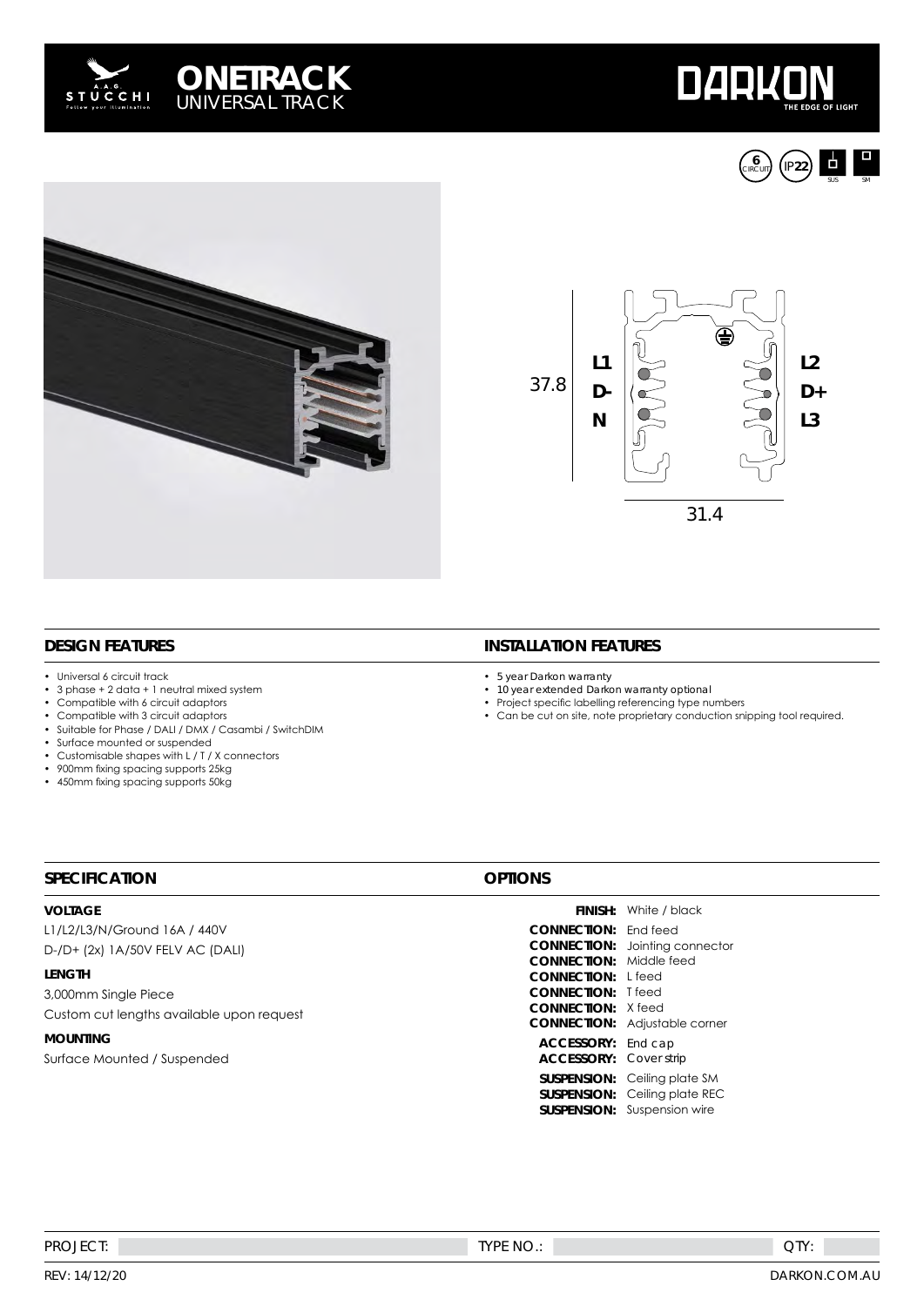# ONETRACK
UNIVERSAL TRACK

DARKON — THE EDGE OF LIGHT

6 CIRCUIT · IP22 · SUS · SM

37.8

L1 · D- · N · L2 · D+ · L3

31.4

## DESIGN FEATURES

- Universal 6 circuit track
- 3 phase + 2 data + 1 neutral mixed system
- Compatible with 6 circuit adaptors
- Compatible with 3 circuit adaptors
- Suitable for Phase / DALI / DMX / Casambi / SwitchDIM
- Surface mounted or suspended
- Customisable shapes with L / T / X connectors
- 900mm fixing spacing supports 25kg
- 450mm fixing spacing supports 50kg

## INSTALLATION FEATURES

- 5 year Darkon warranty
- 10 year extended Darkon warranty optional
- Project specific labelling referencing type numbers
- Can be cut on site, note proprietary conduction snipping tool required.

## SPECIFICATION

**VOLTAGE**

L1/L2/L3/N/Ground 16A / 440V

D-/D+ (2x) 1A/50V FELV AC (DALI)

**LENGTH**

3,000mm Single Piece

Custom cut lengths available upon request

**MOUNTING**

Surface Mounted / Suspended

## OPTIONS

**FINISH:** White / black

**CONNECTION:** End feed
**CONNECTION:** Jointing connector
**CONNECTION:** Middle feed
**CONNECTION:** L feed
**CONNECTION:** T feed
**CONNECTION:** X feed
**CONNECTION:** Adjustable corner

**ACCESSORY:** End cap
**ACCESSORY:** Cover strip

**SUSPENSION:** Ceiling plate SM
**SUSPENSION:** Ceiling plate REC
**SUSPENSION:** Suspension wire

PROJECT: | TYPE NO.: | QTY:

REV: 14/12/20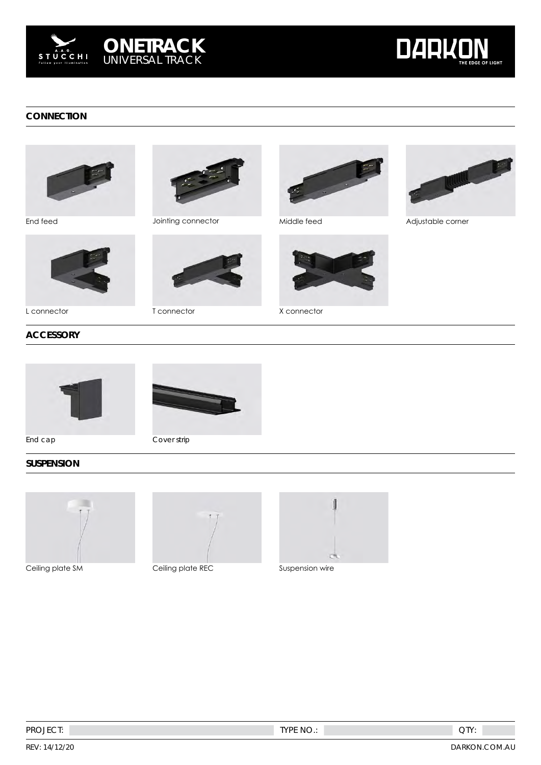## CONNECTION

End feed

Jointing connector

Middle feed

Adjustable corner

L connector

T connector

X connector

## ACCESSORY

End cap

Cover strip

## SUSPENSION

Ceiling plate SM

Ceiling plate REC

Suspension wire

PROJECT: TYPE NO.: QTY:

REV: 14/12/20